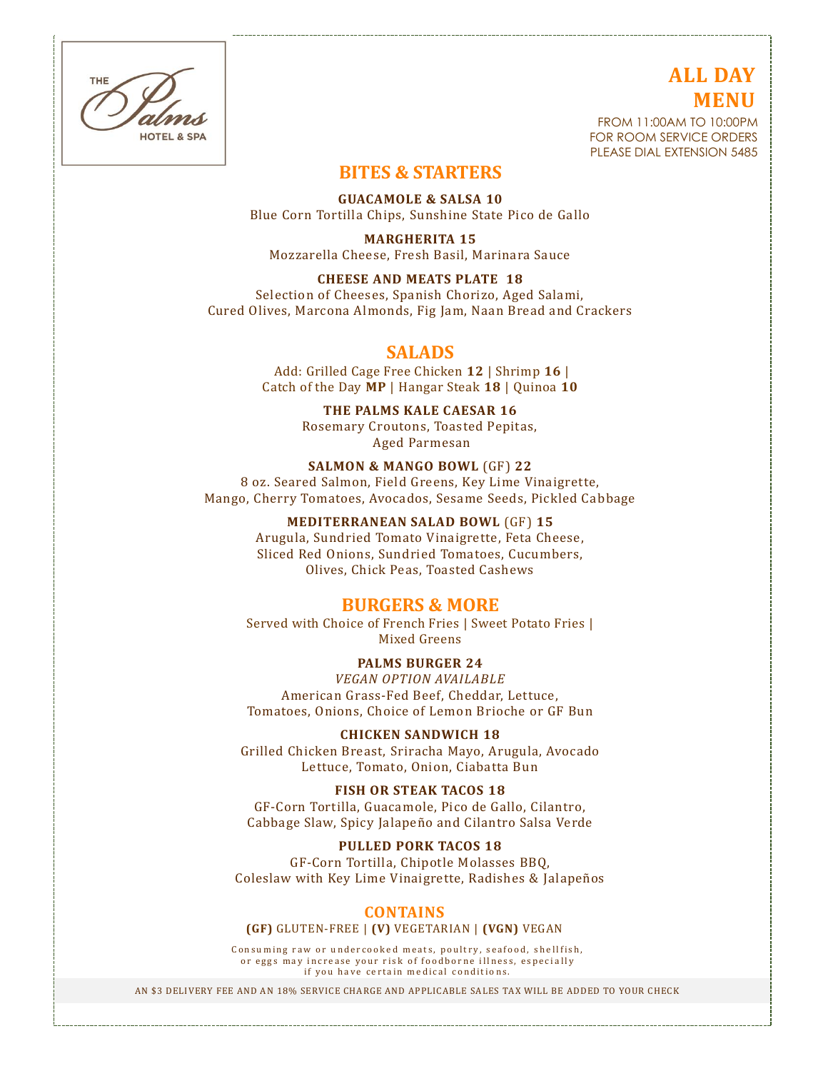THE Palms HOTEL & SPA

# ALL DAY MENU

FROM 11:00AM TO 10:00PM
FOR ROOM SERVICE ORDERS
PLEASE DIAL EXTENSION 5485

## BITES & STARTERS

**GUACAMOLE & SALSA 10**
Blue Corn Tortilla Chips, Sunshine State Pico de Gallo

**MARGHERITA 15**
Mozzarella Cheese, Fresh Basil, Marinara Sauce

**CHEESE AND MEATS PLATE 18**
Selection of Cheeses, Spanish Chorizo, Aged Salami,
Cured Olives, Marcona Almonds, Fig Jam, Naan Bread and Crackers

## SALADS

Add: Grilled Cage Free Chicken **12** | Shrimp **16** |
Catch of the Day **MP** | Hangar Steak **18** | Quinoa **10**

**THE PALMS KALE CAESAR 16**
Rosemary Croutons, Toasted Pepitas,
Aged Parmesan

**SALMON & MANGO BOWL** (GF) **22**
8 oz. Seared Salmon, Field Greens, Key Lime Vinaigrette,
Mango, Cherry Tomatoes, Avocados, Sesame Seeds, Pickled Cabbage

**MEDITERRANEAN SALAD BOWL** (GF) **15**
Arugula, Sundried Tomato Vinaigrette, Feta Cheese,
Sliced Red Onions, Sundried Tomatoes, Cucumbers,
Olives, Chick Peas, Toasted Cashews

## BURGERS & MORE

Served with Choice of French Fries | Sweet Potato Fries |
Mixed Greens

**PALMS BURGER 24**
*VEGAN OPTION AVAILABLE*
American Grass-Fed Beef, Cheddar, Lettuce,
Tomatoes, Onions, Choice of Lemon Brioche or GF Bun

**CHICKEN SANDWICH 18**
Grilled Chicken Breast, Sriracha Mayo, Arugula, Avocado
Lettuce, Tomato, Onion, Ciabatta Bun

**FISH OR STEAK TACOS 18**
GF-Corn Tortilla, Guacamole, Pico de Gallo, Cilantro,
Cabbage Slaw, Spicy Jalapeño and Cilantro Salsa Verde

**PULLED PORK TACOS 18**
GF-Corn Tortilla, Chipotle Molasses BBQ,
Coleslaw with Key Lime Vinaigrette, Radishes & Jalapeños

## CONTAINS

**(GF)** GLUTEN-FREE | **(V)** VEGETARIAN | **(VGN)** VEGAN

Consuming raw or undercooked meats, poultry, seafood, shellfish,
or eggs may increase your risk of foodborne illness, especially
if you have certain medical conditions.

AN $3 DELIVERY FEE AND AN 18% SERVICE CHARGE AND APPLICABLE SALES TAX WILL BE ADDED TO YOUR CHECK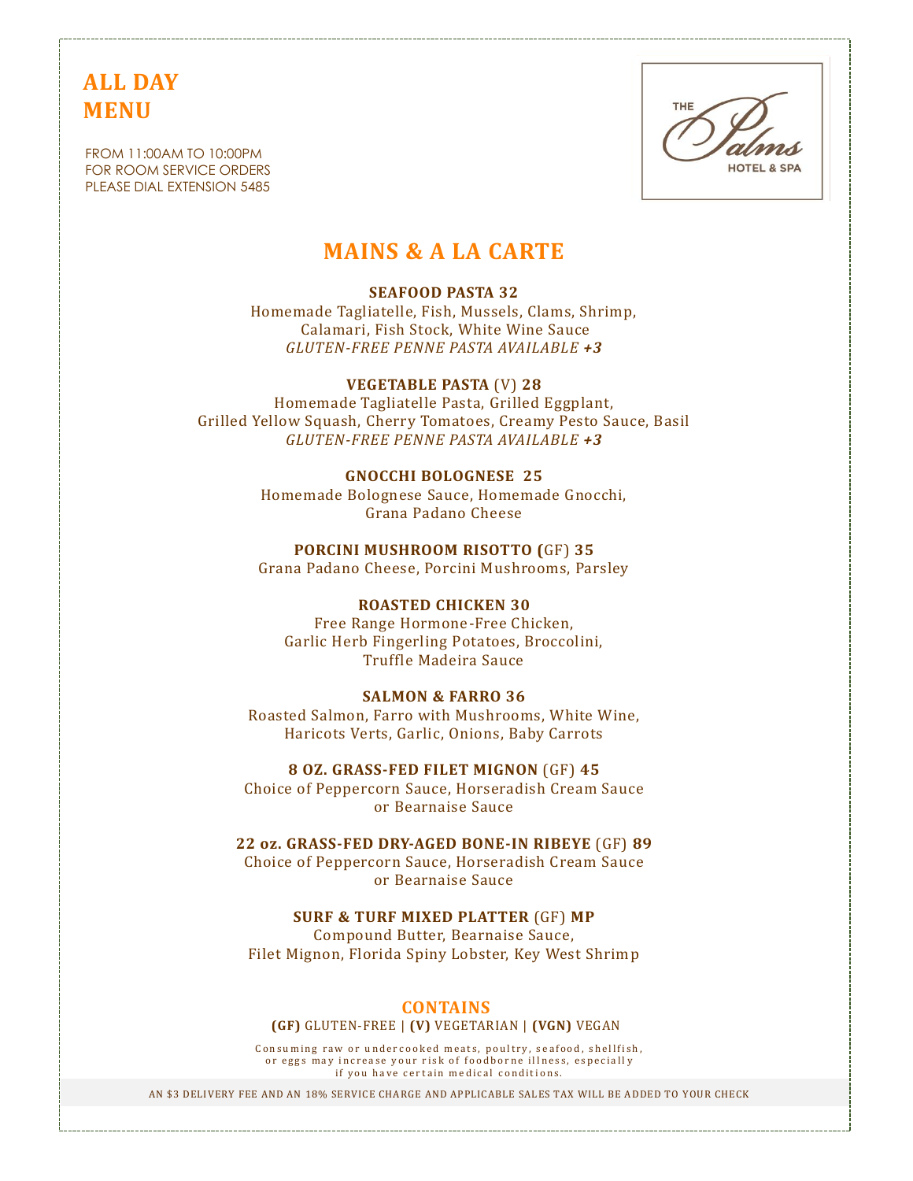# ALL DAY MENU

FROM 11:00AM TO 10:00PM
FOR ROOM SERVICE ORDERS
PLEASE DIAL EXTENSION 5485

THE Palms HOTEL & SPA

## MAINS & A LA CARTE

**SEAFOOD PASTA 32**
Homemade Tagliatelle, Fish, Mussels, Clams, Shrimp, Calamari, Fish Stock, White Wine Sauce
*GLUTEN-FREE PENNE PASTA AVAILABLE **+3***

**VEGETABLE PASTA** (V) **28**
Homemade Tagliatelle Pasta, Grilled Eggplant, Grilled Yellow Squash, Cherry Tomatoes, Creamy Pesto Sauce, Basil
*GLUTEN-FREE PENNE PASTA AVAILABLE **+3***

**GNOCCHI BOLOGNESE 25**
Homemade Bolognese Sauce, Homemade Gnocchi, Grana Padano Cheese

**PORCINI MUSHROOM RISOTTO (**GF) **35**
Grana Padano Cheese, Porcini Mushrooms, Parsley

**ROASTED CHICKEN 30**
Free Range Hormone-Free Chicken, Garlic Herb Fingerling Potatoes, Broccolini, Truffle Madeira Sauce

**SALMON & FARRO 36**
Roasted Salmon, Farro with Mushrooms, White Wine, Haricots Verts, Garlic, Onions, Baby Carrots

**8 OZ. GRASS-FED FILET MIGNON** (GF) **45**
Choice of Peppercorn Sauce, Horseradish Cream Sauce or Bearnaise Sauce

**22 oz. GRASS-FED DRY-AGED BONE-IN RIBEYE** (GF) **89**
Choice of Peppercorn Sauce, Horseradish Cream Sauce or Bearnaise Sauce

**SURF & TURF MIXED PLATTER** (GF) **MP**
Compound Butter, Bearnaise Sauce, Filet Mignon, Florida Spiny Lobster, Key West Shrimp

### CONTAINS

**(GF)** GLUTEN-FREE | **(V)** VEGETARIAN | **(VGN)** VEGAN

Consuming raw or undercooked meats, poultry, seafood, shellfish, or eggs may increase your risk of foodborne illness, especially if you have certain medical conditions.

AN $3 DELIVERY FEE AND AN 18% SERVICE CHARGE AND APPLICABLE SALES TAX WILL BE ADDED TO YOUR CHECK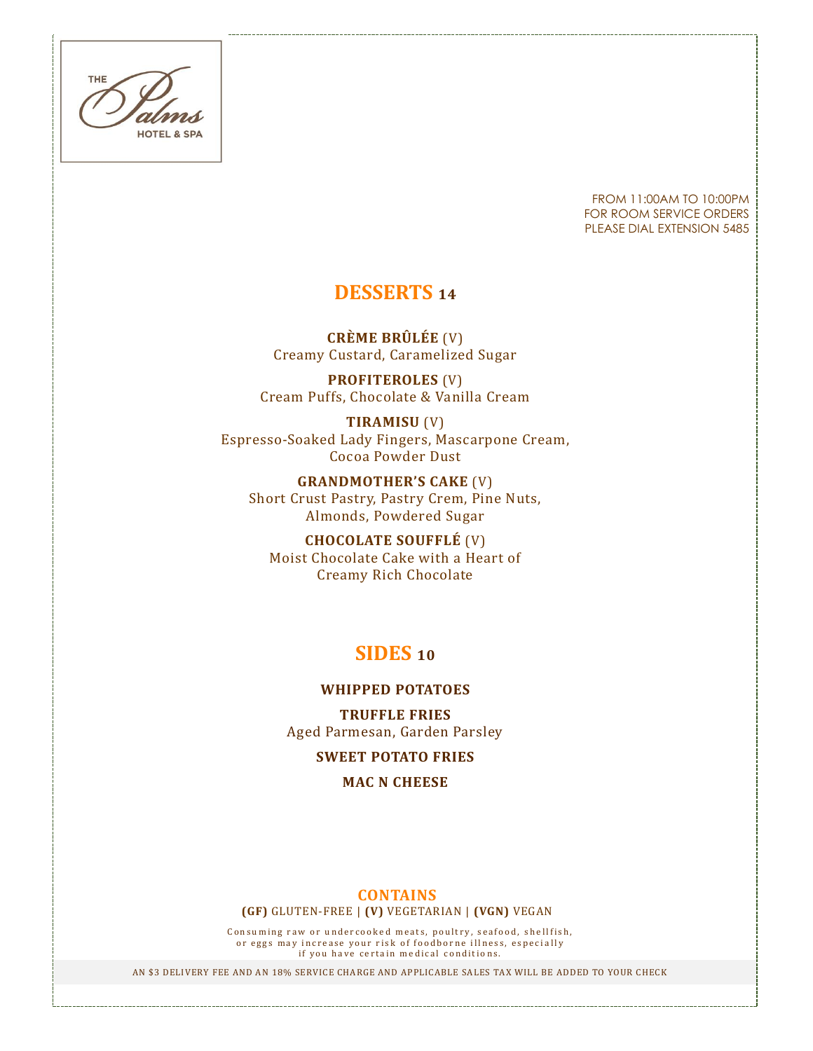THE Palms HOTEL & SPA

FROM 11:00AM TO 10:00PM
FOR ROOM SERVICE ORDERS
PLEASE DIAL EXTENSION 5485

## DESSERTS 14

**CRÈME BRÛLÉE** (V)
Creamy Custard, Caramelized Sugar

**PROFITEROLES** (V)
Cream Puffs, Chocolate & Vanilla Cream

**TIRAMISU** (V)
Espresso-Soaked Lady Fingers, Mascarpone Cream, Cocoa Powder Dust

**GRANDMOTHER'S CAKE** (V)
Short Crust Pastry, Pastry Crem, Pine Nuts, Almonds, Powdered Sugar

**CHOCOLATE SOUFFLÉ** (V)
Moist Chocolate Cake with a Heart of Creamy Rich Chocolate

## SIDES 10

**WHIPPED POTATOES**

**TRUFFLE FRIES**
Aged Parmesan, Garden Parsley

**SWEET POTATO FRIES**

**MAC N CHEESE**

### CONTAINS

**(GF)** GLUTEN-FREE | **(V)** VEGETARIAN | **(VGN)** VEGAN

Consuming raw or undercooked meats, poultry, seafood, shellfish, or eggs may increase your risk of foodborne illness, especially if you have certain medical conditions.

AN $3 DELIVERY FEE AND AN 18% SERVICE CHARGE AND APPLICABLE SALES TAX WILL BE ADDED TO YOUR CHECK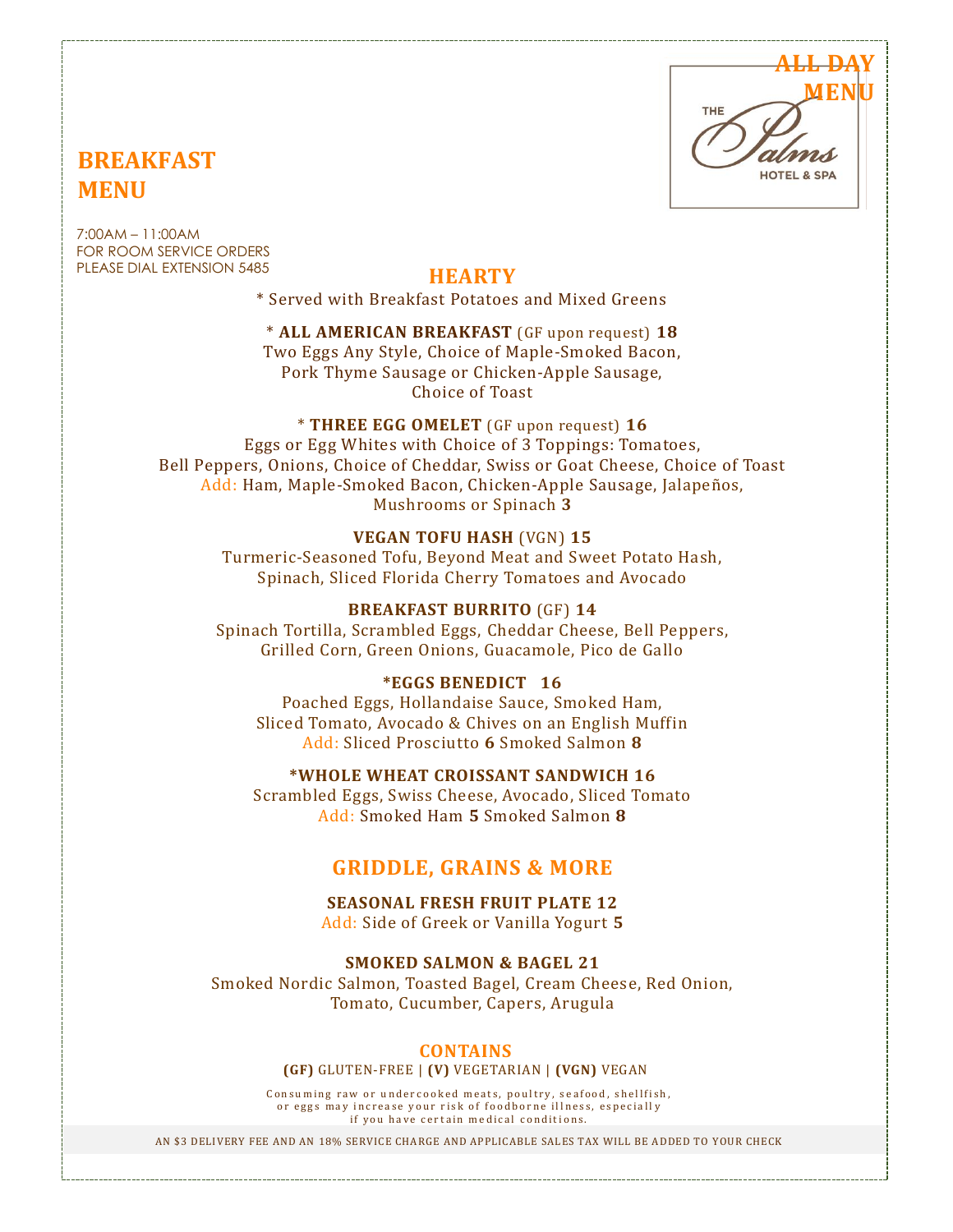ALL DAY MENU

THE Palms HOTEL & SPA

# BREAKFAST MENU

7:00AM – 11:00AM
FOR ROOM SERVICE ORDERS
PLEASE DIAL EXTENSION 5485

## HEARTY

* Served with Breakfast Potatoes and Mixed Greens

* **ALL AMERICAN BREAKFAST** (GF upon request) **18**
Two Eggs Any Style, Choice of Maple-Smoked Bacon,
Pork Thyme Sausage or Chicken-Apple Sausage,
Choice of Toast

* **THREE EGG OMELET** (GF upon request) **16**
Eggs or Egg Whites with Choice of 3 Toppings: Tomatoes,
Bell Peppers, Onions, Choice of Cheddar, Swiss or Goat Cheese, Choice of Toast
Add: Ham, Maple-Smoked Bacon, Chicken-Apple Sausage, Jalapeños,
Mushrooms or Spinach **3**

**VEGAN TOFU HASH** (VGN) **15**
Turmeric-Seasoned Tofu, Beyond Meat and Sweet Potato Hash,
Spinach, Sliced Florida Cherry Tomatoes and Avocado

**BREAKFAST BURRITO** (GF) **14**
Spinach Tortilla, Scrambled Eggs, Cheddar Cheese, Bell Peppers,
Grilled Corn, Green Onions, Guacamole, Pico de Gallo

***EGGS BENEDICT 16**
Poached Eggs, Hollandaise Sauce, Smoked Ham,
Sliced Tomato, Avocado & Chives on an English Muffin
Add: Sliced Prosciutto **6** Smoked Salmon **8**

***WHOLE WHEAT CROISSANT SANDWICH 16**
Scrambled Eggs, Swiss Cheese, Avocado, Sliced Tomato
Add: Smoked Ham **5** Smoked Salmon **8**

## GRIDDLE, GRAINS & MORE

**SEASONAL FRESH FRUIT PLATE 12**
Add: Side of Greek or Vanilla Yogurt **5**

**SMOKED SALMON & BAGEL 21**
Smoked Nordic Salmon, Toasted Bagel, Cream Cheese, Red Onion,
Tomato, Cucumber, Capers, Arugula

## CONTAINS

**(GF)** GLUTEN-FREE | **(V)** VEGETARIAN | **(VGN)** VEGAN

Consuming raw or undercooked meats, poultry, seafood, shellfish,
or eggs may increase your risk of foodborne illness, especially
if you have certain medical conditions.

AN $3 DELIVERY FEE AND AN 18% SERVICE CHARGE AND APPLICABLE SALES TAX WILL BE ADDED TO YOUR CHECK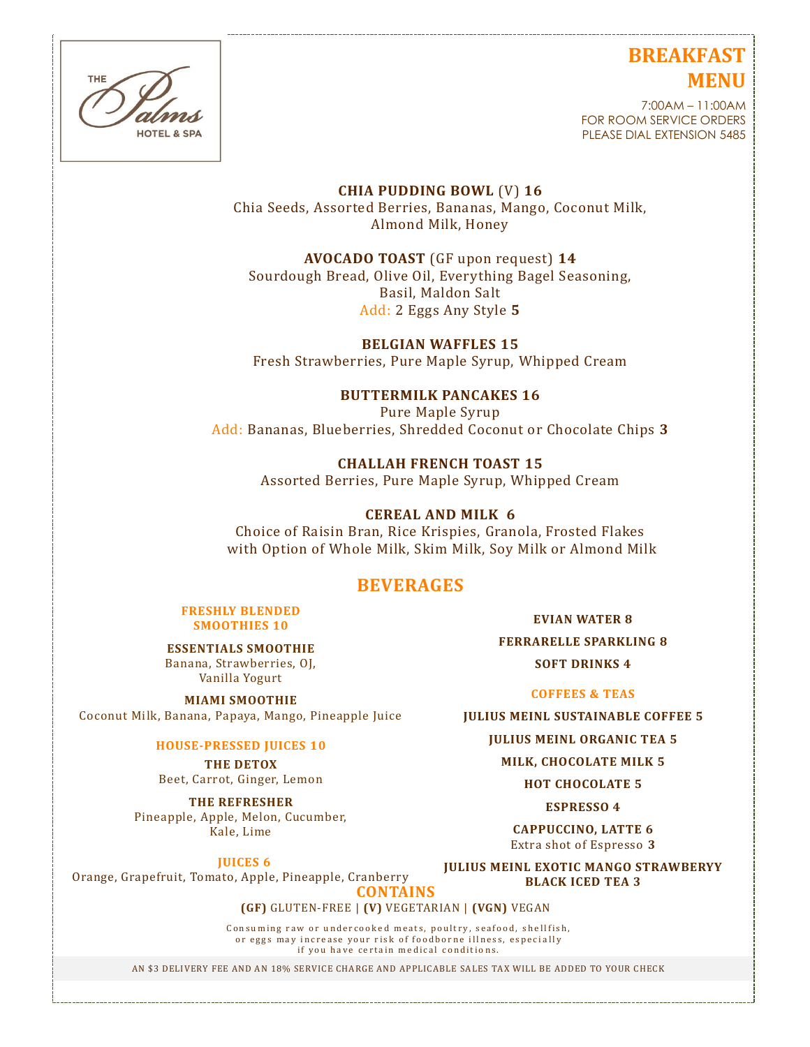THE Palms HOTEL & SPA

# BREAKFAST MENU

7:00AM – 11:00AM
FOR ROOM SERVICE ORDERS
PLEASE DIAL EXTENSION 5485

**CHIA PUDDING BOWL** (V) **16**
Chia Seeds, Assorted Berries, Bananas, Mango, Coconut Milk, Almond Milk, Honey

**AVOCADO TOAST** (GF upon request) **14**
Sourdough Bread, Olive Oil, Everything Bagel Seasoning, Basil, Maldon Salt
Add: 2 Eggs Any Style **5**

**BELGIAN WAFFLES 15**
Fresh Strawberries, Pure Maple Syrup, Whipped Cream

**BUTTERMILK PANCAKES 16**
Pure Maple Syrup
Add: Bananas, Blueberries, Shredded Coconut or Chocolate Chips **3**

**CHALLAH FRENCH TOAST 15**
Assorted Berries, Pure Maple Syrup, Whipped Cream

**CEREAL AND MILK 6**
Choice of Raisin Bran, Rice Krispies, Granola, Frosted Flakes with Option of Whole Milk, Skim Milk, Soy Milk or Almond Milk

## BEVERAGES

### FRESHLY BLENDED SMOOTHIES 10

**ESSENTIALS SMOOTHIE**
Banana, Strawberries, OJ, Vanilla Yogurt

**MIAMI SMOOTHIE**
Coconut Milk, Banana, Papaya, Mango, Pineapple Juice

### HOUSE-PRESSED JUICES 10

**THE DETOX**
Beet, Carrot, Ginger, Lemon

**THE REFRESHER**
Pineapple, Apple, Melon, Cucumber, Kale, Lime

### JUICES 6

Orange, Grapefruit, Tomato, Apple, Pineapple, Cranberry

**EVIAN WATER 8**

**FERRARELLE SPARKLING 8**

**SOFT DRINKS 4**

### COFFEES & TEAS

**JULIUS MEINL SUSTAINABLE COFFEE 5**

**JULIUS MEINL ORGANIC TEA 5**

**MILK, CHOCOLATE MILK 5**

**HOT CHOCOLATE 5**

**ESPRESSO 4**

**CAPPUCCINO, LATTE 6**
Extra shot of Espresso **3**

**JULIUS MEINL EXOTIC MANGO STRAWBERYY BLACK ICED TEA 3**

### CONTAINS

**(GF)** GLUTEN-FREE | **(V)** VEGETARIAN | **(VGN)** VEGAN

Consuming raw or undercooked meats, poultry, seafood, shellfish, or eggs may increase your risk of foodborne illness, especially if you have certain medical conditions.

AN $3 DELIVERY FEE AND AN 18% SERVICE CHARGE AND APPLICABLE SALES TAX WILL BE ADDED TO YOUR CHECK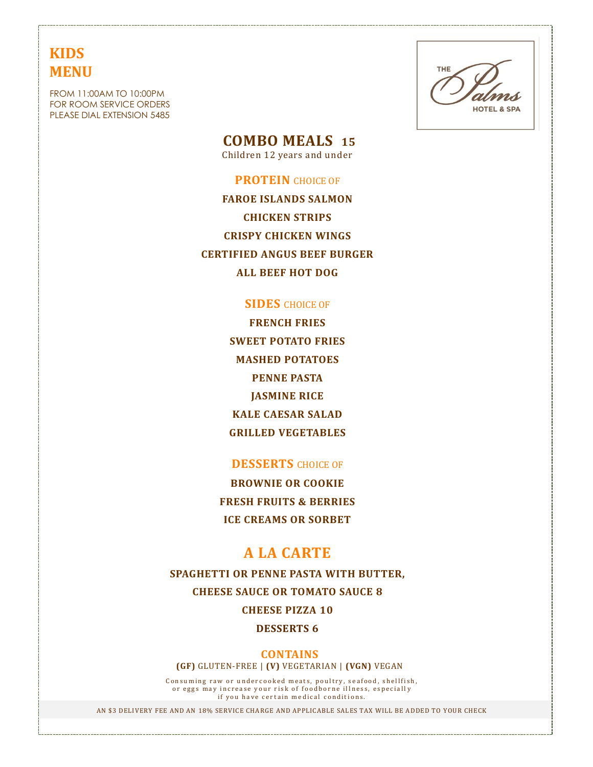# KIDS MENU

FROM 11:00AM TO 10:00PM
FOR ROOM SERVICE ORDERS
PLEASE DIAL EXTENSION 5485

THE Palms HOTEL & SPA

## COMBO MEALS 15

Children 12 years and under

### PROTEIN CHOICE OF

**FAROE ISLANDS SALMON**

**CHICKEN STRIPS**

**CRISPY CHICKEN WINGS**

**CERTIFIED ANGUS BEEF BURGER**

**ALL BEEF HOT DOG**

### SIDES CHOICE OF

**FRENCH FRIES**

**SWEET POTATO FRIES**

**MASHED POTATOES**

**PENNE PASTA**

**JASMINE RICE**

**KALE CAESAR SALAD**

**GRILLED VEGETABLES**

### DESSERTS CHOICE OF

**BROWNIE OR COOKIE**

**FRESH FRUITS & BERRIES**

**ICE CREAMS OR SORBET**

## A LA CARTE

**SPAGHETTI OR PENNE PASTA WITH BUTTER, CHEESE SAUCE OR TOMATO SAUCE 8**

**CHEESE PIZZA 10**

**DESSERTS 6**

### CONTAINS

**(GF)** GLUTEN-FREE | **(V)** VEGETARIAN | **(VGN)** VEGAN

Consuming raw or undercooked meats, poultry, seafood, shellfish, or eggs may increase your risk of foodborne illness, especially if you have certain medical conditions.

AN $3 DELIVERY FEE AND AN 18% SERVICE CHARGE AND APPLICABLE SALES TAX WILL BE ADDED TO YOUR CHECK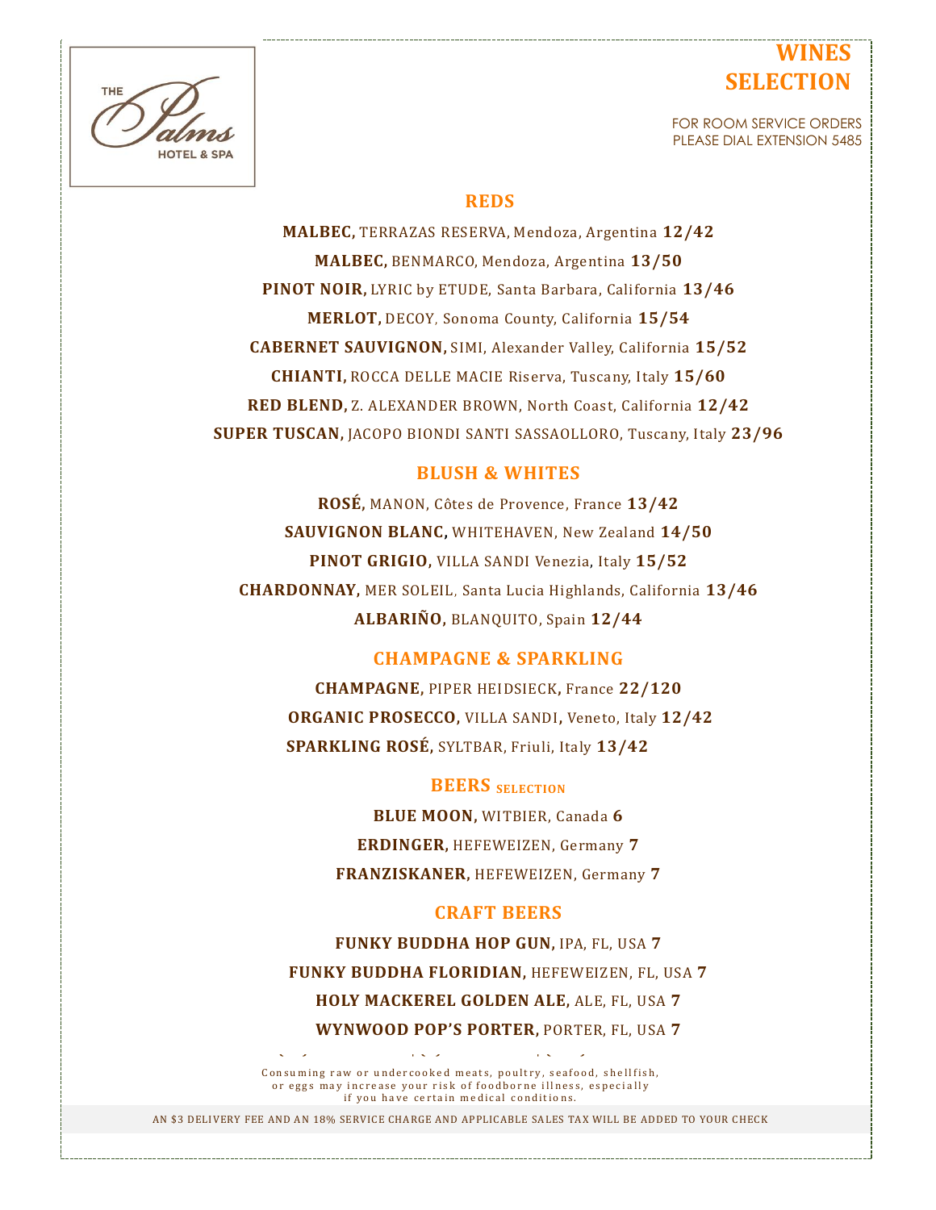THE Palms HOTEL & SPA

# WINES SELECTION

FOR ROOM SERVICE ORDERS
PLEASE DIAL EXTENSION 5485

## REDS

**MALBEC,** TERRAZAS RESERVA, Mendoza, Argentina **12/42**

**MALBEC,** BENMARCO, Mendoza, Argentina **13/50**

**PINOT NOIR,** LYRIC by ETUDE, Santa Barbara, California **13/46**

**MERLOT,** DECOY, Sonoma County, California **15/54**

**CABERNET SAUVIGNON,** SIMI, Alexander Valley, California **15/52**

**CHIANTI,** ROCCA DELLE MACIE Riserva, Tuscany, Italy **15/60**

**RED BLEND,** Z. ALEXANDER BROWN, North Coast, California **12/42**

**SUPER TUSCAN,** JACOPO BIONDI SANTI SASSAOLLORO, Tuscany, Italy **23/96**

## BLUSH & WHITES

**ROSÉ,** MANON, Côtes de Provence, France **13/42**

**SAUVIGNON BLANC,** WHITEHAVEN, New Zealand **14/50**

**PINOT GRIGIO,** VILLA SANDI Venezia, Italy **15/52**

**CHARDONNAY,** MER SOLEIL, Santa Lucia Highlands, California **13/46**

**ALBARIÑO,** BLANQUITO, Spain **12/44**

## CHAMPAGNE & SPARKLING

**CHAMPAGNE,** PIPER HEIDSIECK, France **22/120**

**ORGANIC PROSECCO,** VILLA SANDI, Veneto, Italy **12/42**

**SPARKLING ROSÉ,** SYLTBAR, Friuli, Italy **13/42**

## BEERS SELECTION

**BLUE MOON,** WITBIER, Canada **6**

**ERDINGER,** HEFEWEIZEN, Germany **7**

**FRANZISKANER,** HEFEWEIZEN, Germany **7**

## CRAFT BEERS

**FUNKY BUDDHA HOP GUN,** IPA, FL, USA **7**

**FUNKY BUDDHA FLORIDIAN,** HEFEWEIZEN, FL, USA **7**

**HOLY MACKEREL GOLDEN ALE,** ALE, FL, USA **7**

**WYNWOOD POP'S PORTER,** PORTER, FL, USA **7**

Consuming raw or undercooked meats, poultry, seafood, shellfish, or eggs may increase your risk of foodborne illness, especially if you have certain medical conditions.

AN $3 DELIVERY FEE AND AN 18% SERVICE CHARGE AND APPLICABLE SALES TAX WILL BE ADDED TO YOUR CHECK